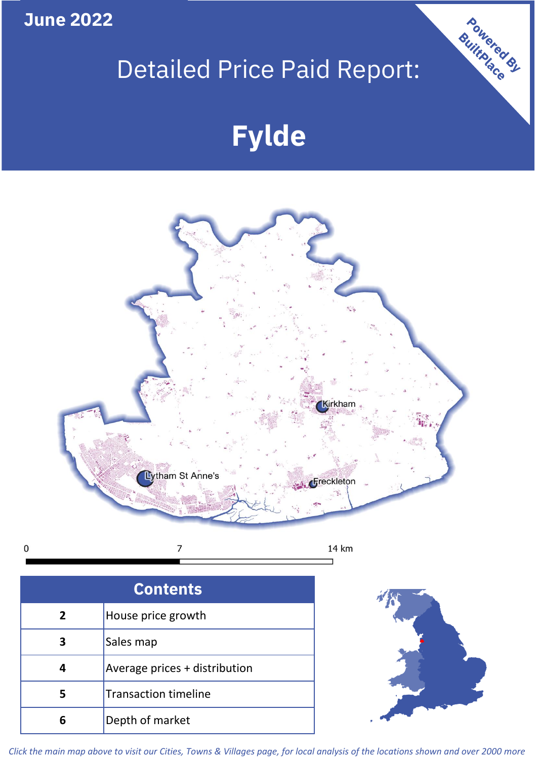June 2022

# Detailed Price Paid Report:

# Fylde

Powered By BuiltPlace

Kirkham

Lytham St Anne's

Freckleton

0 7 14 km

| Contents | |
|---|---|
| 2 | House price growth |
| 3 | Sales map |
| 4 | Average prices + distribution |
| 5 | Transaction timeline |
| 6 | Depth of market |

*Click the main map above to visit our Cities, Towns & Villages page, for local analysis of the locations shown and over 2000 more*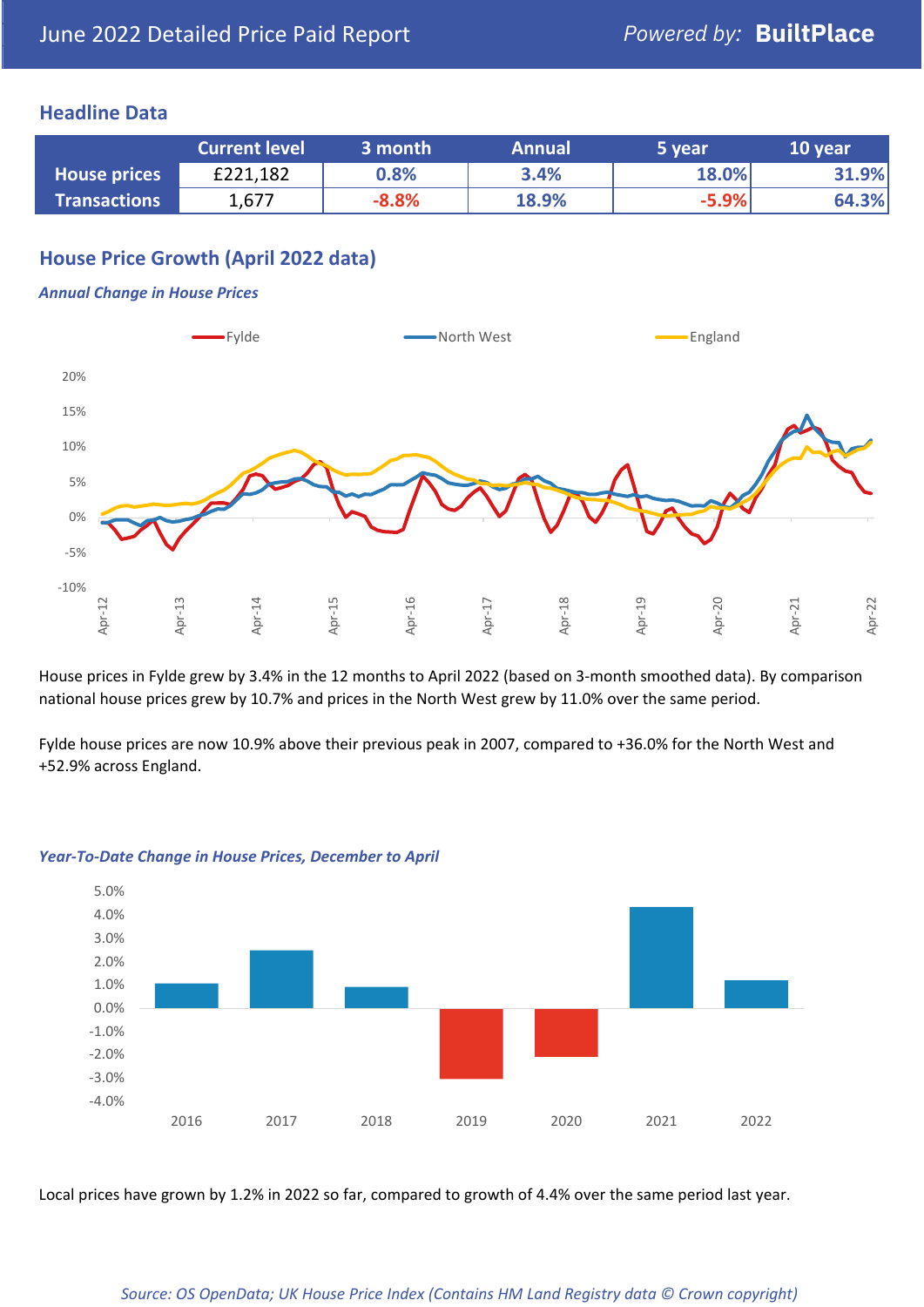June 2022 Detailed Price Paid Report

Powered by: **BuiltPlace**

## Headline Data

| | Current level | 3 month | Annual | 5 year | 10 year |
|---|---|---|---|---|---|
| **House prices** | £221,182 | 0.8% | 3.4% | 18.0% | 31.9% |
| **Transactions** | 1,677 | -8.8% | 18.9% | -5.9% | 64.3% |

## House Price Growth (April 2022 data)

***Annual Change in House Prices***

House prices in Fylde grew by 3.4% in the 12 months to April 2022 (based on 3-month smoothed data). By comparison national house prices grew by 10.7% and prices in the North West grew by 11.0% over the same period.

Fylde house prices are now 10.9% above their previous peak in 2007, compared to +36.0% for the North West and +52.9% across England.

***Year-To-Date Change in House Prices, December to April***

Local prices have grown by 1.2% in 2022 so far, compared to growth of 4.4% over the same period last year.

*Source: OS OpenData; UK House Price Index (Contains HM Land Registry data © Crown copyright)*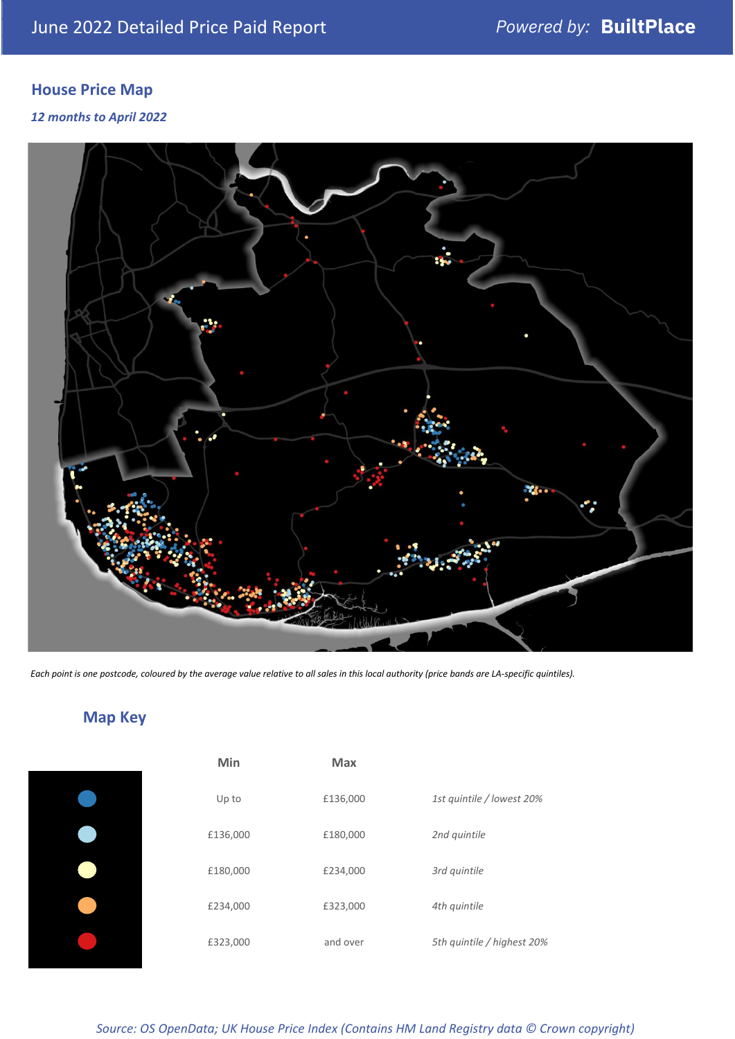# June 2022 Detailed Price Paid Report

*Powered by:* **BuiltPlace**

## House Price Map

***12 months to April 2022***

*Each point is one postcode, coloured by the average value relative to all sales in this local authority (price bands are LA-specific quintiles).*

## Map Key

| | Min | Max | |
|---|---|---|---|
| ● (dark blue) | Up to | £136,000 | *1st quintile / lowest 20%* |
| ● (light blue) | £136,000 | £180,000 | *2nd quintile* |
| ● (pale yellow) | £180,000 | £234,000 | *3rd quintile* |
| ● (orange) | £234,000 | £323,000 | *4th quintile* |
| ● (red) | £323,000 | and over | *5th quintile / highest 20%* |

*Source: OS OpenData; UK House Price Index (Contains HM Land Registry data © Crown copyright)*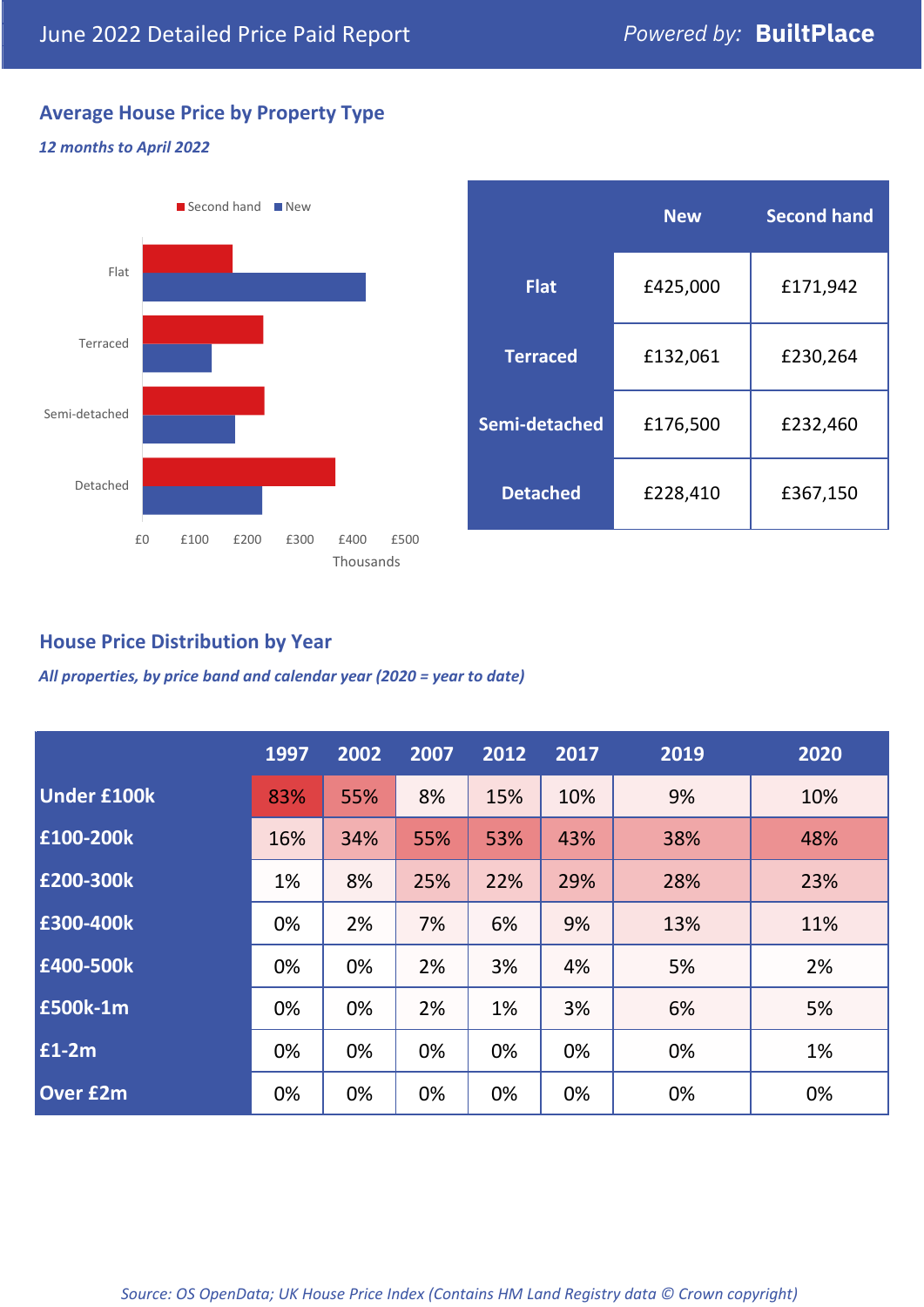June 2022 Detailed Price Paid Report — Powered by: **BuiltPlace**

## Average House Price by Property Type

*12 months to April 2022*

Second hand | New

Flat, Terraced, Semi-detached, Detached

£0 £100 £200 £300 £400 £500

Thousands

| | New | Second hand |
|---|---|---|
| **Flat** | £425,000 | £171,942 |
| **Terraced** | £132,061 | £230,264 |
| **Semi-detached** | £176,500 | £232,460 |
| **Detached** | £228,410 | £367,150 |

## House Price Distribution by Year

*All properties, by price band and calendar year (2020 = year to date)*

| | 1997 | 2002 | 2007 | 2012 | 2017 | 2019 | 2020 |
|---|---|---|---|---|---|---|---|
| **Under £100k** | 83% | 55% | 8% | 15% | 10% | 9% | 10% |
| **£100-200k** | 16% | 34% | 55% | 53% | 43% | 38% | 48% |
| **£200-300k** | 1% | 8% | 25% | 22% | 29% | 28% | 23% |
| **£300-400k** | 0% | 2% | 7% | 6% | 9% | 13% | 11% |
| **£400-500k** | 0% | 0% | 2% | 3% | 4% | 5% | 2% |
| **£500k-1m** | 0% | 0% | 2% | 1% | 3% | 6% | 5% |
| **£1-2m** | 0% | 0% | 0% | 0% | 0% | 0% | 1% |
| **Over £2m** | 0% | 0% | 0% | 0% | 0% | 0% | 0% |

*Source: OS OpenData; UK House Price Index (Contains HM Land Registry data © Crown copyright)*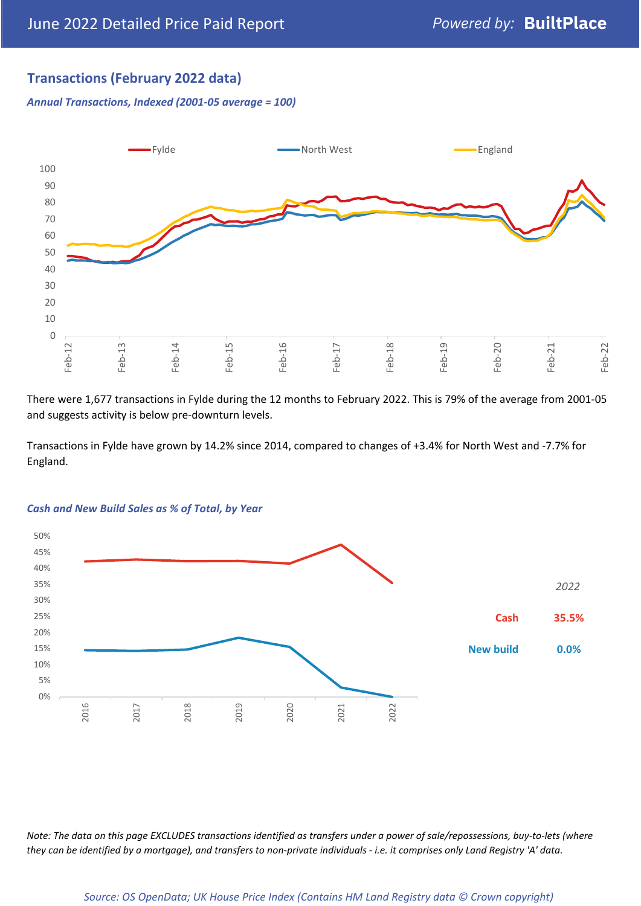## Transactions (February 2022 data)

*Annual Transactions, Indexed (2001-05 average = 100)*

There were 1,677 transactions in Fylde during the 12 months to February 2022. This is 79% of the average from 2001-05 and suggests activity is below pre-downturn levels.

Transactions in Fylde have grown by 14.2% since 2014, compared to changes of +3.4% for North West and -7.7% for England.

*Cash and New Build Sales as % of Total, by Year*

| 2022 | |
|---|---|
| Cash | 35.5% |
| New build | 0.0% |

*Note: The data on this page EXCLUDES transactions identified as transfers under a power of sale/repossessions, buy-to-lets (where they can be identified by a mortgage), and transfers to non-private individuals - i.e. it comprises only Land Registry 'A' data.*

*Source: OS OpenData; UK House Price Index (Contains HM Land Registry data © Crown copyright)*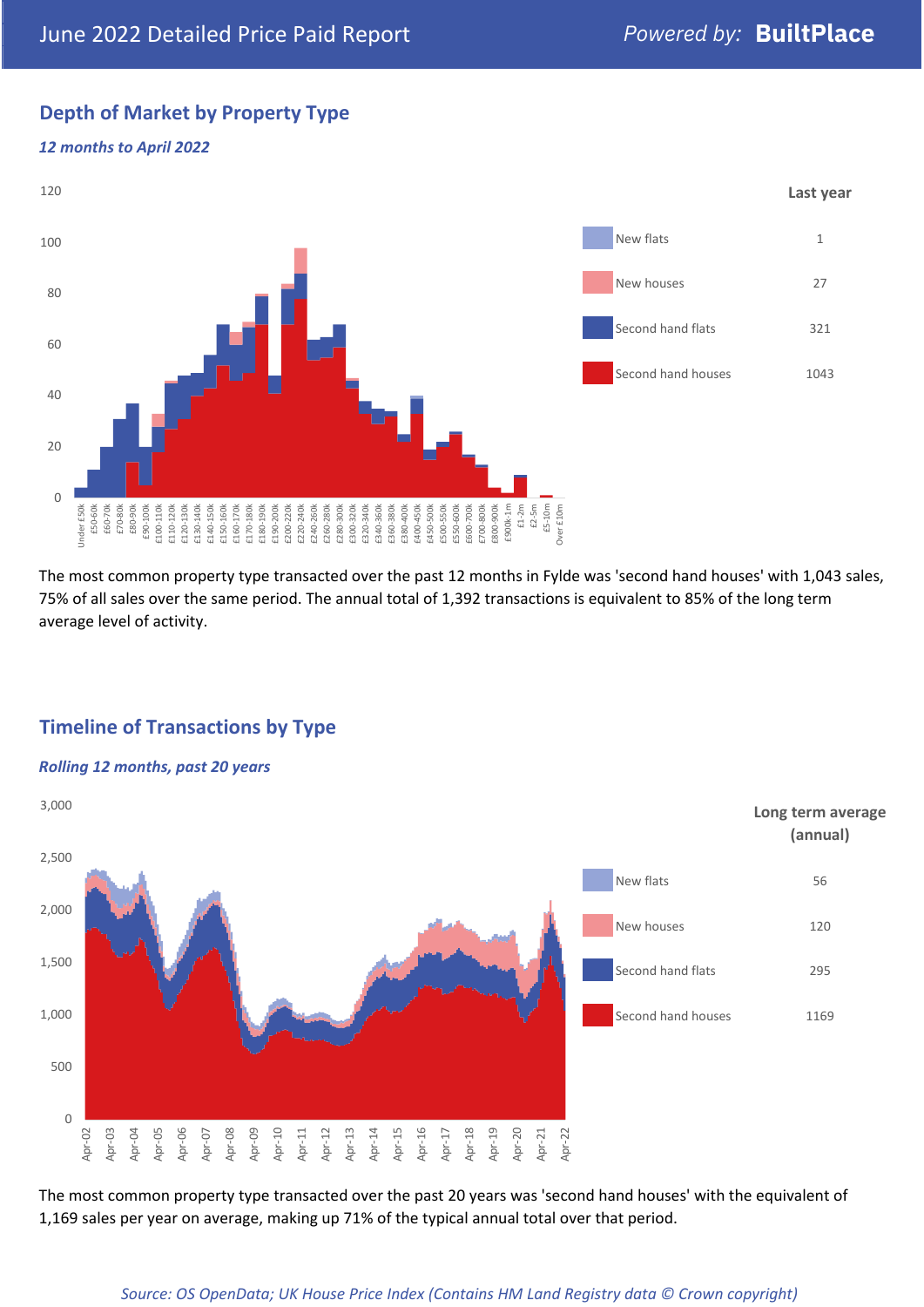# June 2022 Detailed Price Paid Report

*Powered by:* **BuiltPlace**

## Depth of Market by Property Type

***12 months to April 2022***

120
100
80
60
40
20
0

Under £50k, £50-60k, £60-70k, £70-80k, £80-90k, £90-100k, £100-110k, £110-120k, £120-130k, £130-140k, £140-150k, £150-160k, £160-170k, £170-180k, £180-190k, £190-200k, £200-220k, £220-240k, £240-260k, £260-280k, £280-300k, £300-320k, £320-340k, £340-360k, £360-380k, £380-400k, £400-450k, £450-500k, £500-550k, £550-600k, £600-700k, £700-800k, £800-900k, £900k-1m, £1-2m, £2-5m, £5-10m, Over £10m

**Last year**

New flats 1
New houses 27
Second hand flats 321
Second hand houses 1043

The most common property type transacted over the past 12 months in Fylde was 'second hand houses' with 1,043 sales, 75% of all sales over the same period. The annual total of 1,392 transactions is equivalent to 85% of the long term average level of activity.

## Timeline of Transactions by Type

***Rolling 12 months, past 20 years***

3,000
2,500
2,000
1,500
1,000
500
0

Apr-02, Apr-03, Apr-04, Apr-05, Apr-06, Apr-07, Apr-08, Apr-09, Apr-10, Apr-11, Apr-12, Apr-13, Apr-14, Apr-15, Apr-16, Apr-17, Apr-18, Apr-19, Apr-20, Apr-21, Apr-22

**Long term average (annual)**

New flats 56
New houses 120
Second hand flats 295
Second hand houses 1169

The most common property type transacted over the past 20 years was 'second hand houses' with the equivalent of 1,169 sales per year on average, making up 71% of the typical annual total over that period.

*Source: OS OpenData; UK House Price Index (Contains HM Land Registry data © Crown copyright)*